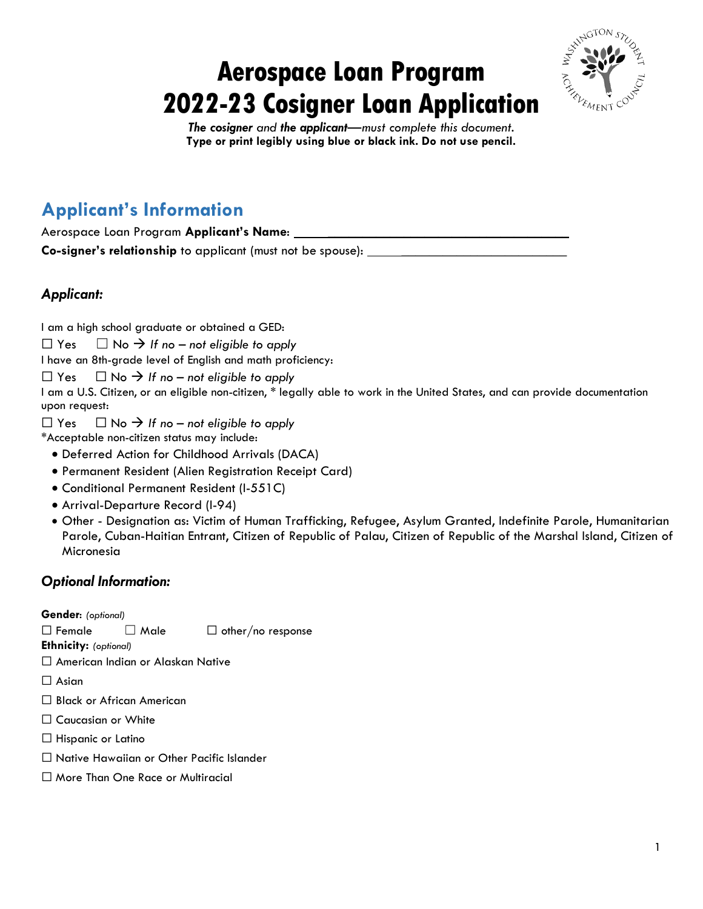# Aerospace Loan Program
# 2022-23 Cosigner Loan Application

***The cosigner** and **the applicant**—must complete this document.*
**Type or print legibly using blue or black ink. Do not use pencil.**

## Applicant's Information

Aerospace Loan Program **Applicant's Name**: ____________________________________________

**Co-signer's relationship** to applicant (must not be spouse): ______________________________

### *Applicant:*

I am a high school graduate or obtained a GED:

☐ Yes ☐ No → *If no – not eligible to apply*

I have an 8th-grade level of English and math proficiency:

☐ Yes ☐ No → *If no – not eligible to apply*

I am a U.S. Citizen, or an eligible non-citizen, * legally able to work in the United States, and can provide documentation upon request:

☐ Yes ☐ No → *If no – not eligible to apply*

*Acceptable non-citizen status may include:

- Deferred Action for Childhood Arrivals (DACA)
- Permanent Resident (Alien Registration Receipt Card)
- Conditional Permanent Resident (I-551C)
- Arrival-Departure Record (I-94)
- Other - Designation as: Victim of Human Trafficking, Refugee, Asylum Granted, Indefinite Parole, Humanitarian Parole, Cuban-Haitian Entrant, Citizen of Republic of Palau, Citizen of Republic of the Marshal Island, Citizen of Micronesia

### *Optional Information:*

**Gender**: *(optional)*

☐ Female ☐ Male ☐ other/no response

**Ethnicity:** *(optional)*

☐ American Indian or Alaskan Native

☐ Asian

☐ Black or African American

☐ Caucasian or White

☐ Hispanic or Latino

☐ Native Hawaiian or Other Pacific Islander

☐ More Than One Race or Multiracial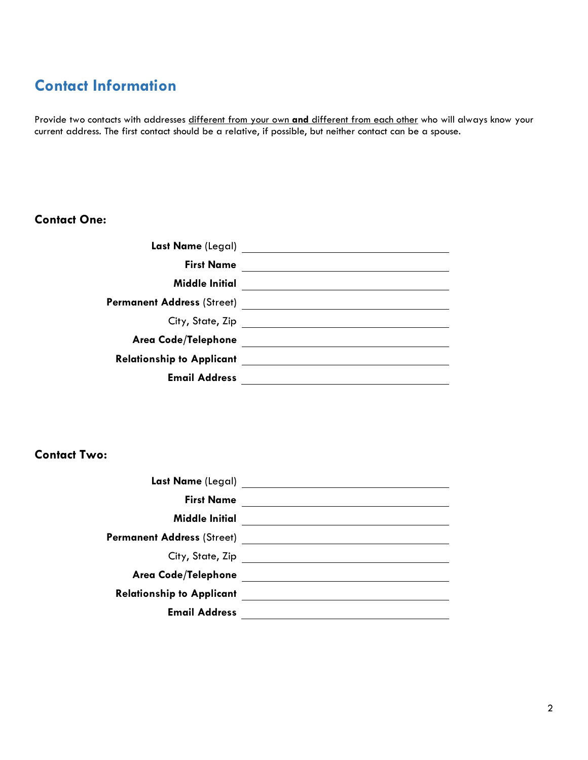## Contact Information

Provide two contacts with addresses <u>different from your own **and** different from each other</u> who will always know your current address. The first contact should be a relative, if possible, but neither contact can be a spouse.

### Contact One:

**Last Name** (Legal) ______________________________

**First Name** ______________________________

**Middle Initial** ______________________________

**Permanent Address** (Street) ______________________________

City, State, Zip ______________________________

**Area Code/Telephone** ______________________________

**Relationship to Applicant** ______________________________

**Email Address** ______________________________

### Contact Two:

**Last Name** (Legal) ______________________________

**First Name** ______________________________

**Middle Initial** ______________________________

**Permanent Address** (Street) ______________________________

City, State, Zip ______________________________

**Area Code/Telephone** ______________________________

**Relationship to Applicant** ______________________________

**Email Address** ______________________________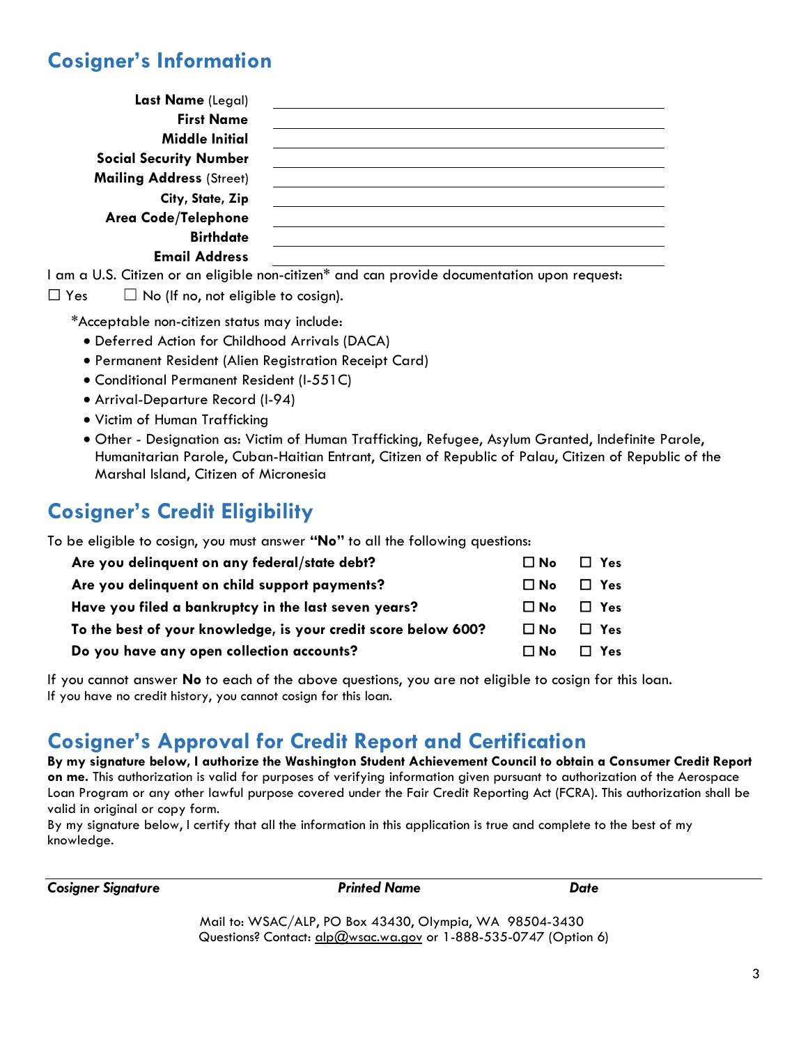## Cosigner's Information

**Last Name** (Legal) ______________________________

**First Name** ______________________________

**Middle Initial** ______________________________

**Social Security Number** ______________________________

**Mailing Address** (Street) ______________________________

**City, State, Zip** ______________________________

**Area Code/Telephone** ______________________________

**Birthdate** ______________________________

**Email Address** ______________________________

I am a U.S. Citizen or an eligible non-citizen* and can provide documentation upon request:

☐ Yes ☐ No (If no, not eligible to cosign).

*Acceptable non-citizen status may include:

- Deferred Action for Childhood Arrivals (DACA)
- Permanent Resident (Alien Registration Receipt Card)
- Conditional Permanent Resident (I-551C)
- Arrival-Departure Record (I-94)
- Victim of Human Trafficking
- Other - Designation as: Victim of Human Trafficking, Refugee, Asylum Granted, Indefinite Parole, Humanitarian Parole, Cuban-Haitian Entrant, Citizen of Republic of Palau, Citizen of Republic of the Marshal Island, Citizen of Micronesia

## Cosigner's Credit Eligibility

To be eligible to cosign, you must answer **"No"** to all the following questions:

| | | |
|---|---|---|
| **Are you delinquent on any federal/state debt?** | ☐ **No** | ☐ **Yes** |
| **Are you delinquent on child support payments?** | ☐ **No** | ☐ **Yes** |
| **Have you filed a bankruptcy in the last seven years?** | ☐ **No** | ☐ **Yes** |
| **To the best of your knowledge, is your credit score below 600?** | ☐ **No** | ☐ **Yes** |
| **Do you have any open collection accounts?** | ☐ **No** | ☐ **Yes** |

If you cannot answer **No** to each of the above questions, you are not eligible to cosign for this loan.
If you have no credit history, you cannot cosign for this loan.

## Cosigner's Approval for Credit Report and Certification

**By my signature below, I authorize the Washington Student Achievement Council to obtain a Consumer Credit Report on me.** This authorization is valid for purposes of verifying information given pursuant to authorization of the Aerospace Loan Program or any other lawful purpose covered under the Fair Credit Reporting Act (FCRA). This authorization shall be valid in original or copy form.

By my signature below, I certify that all the information in this application is true and complete to the best of my knowledge.

______________________________________________________________

***Cosigner Signature*** ***Printed Name*** ***Date***

Mail to: WSAC/ALP, PO Box 43430, Olympia, WA 98504-3430
Questions? Contact: alp@wsac.wa.gov or 1-888-535-0747 (Option 6)